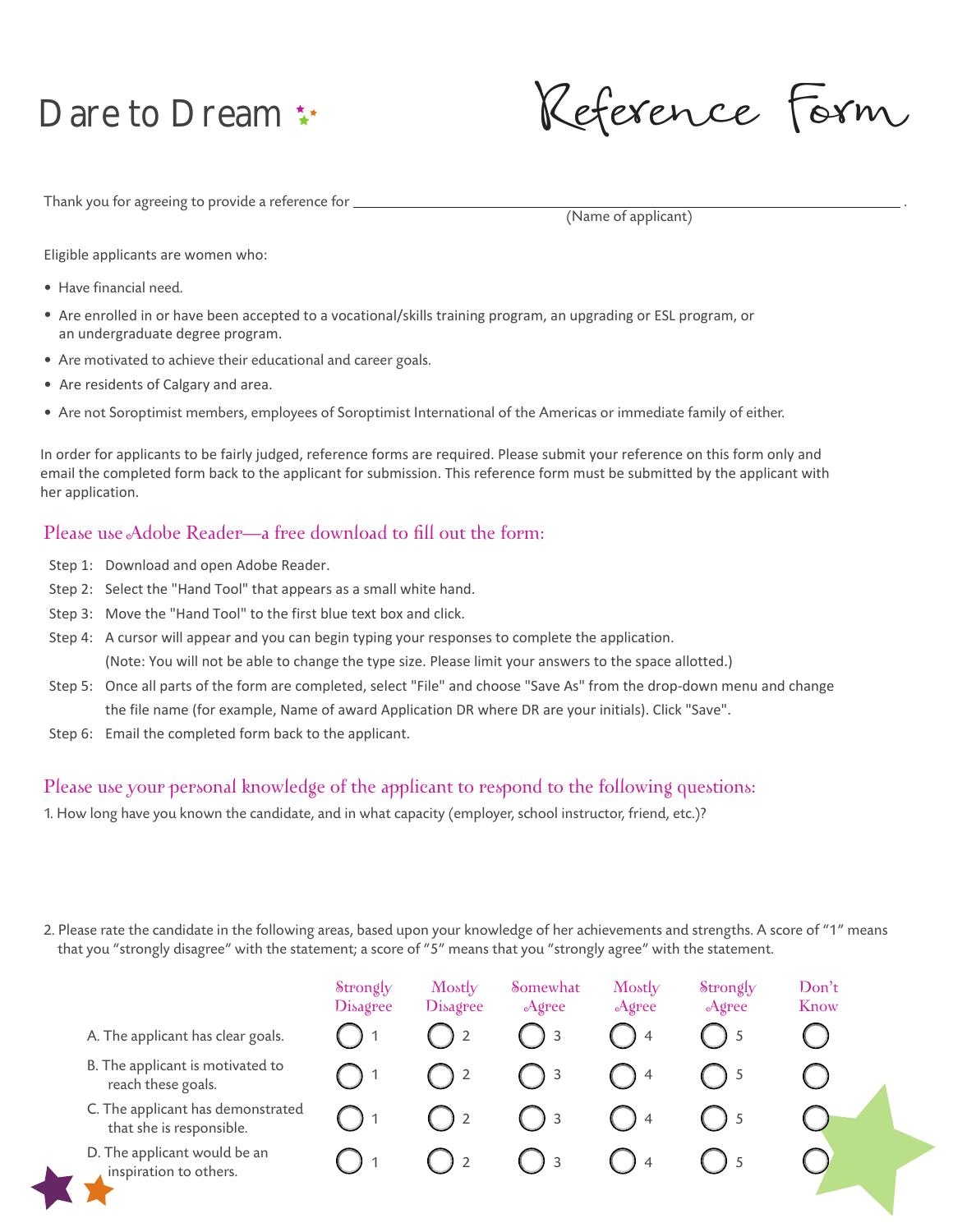# Dare to Dream

# Reference Form

Thank you for agreeing to provide a reference for ______________________________ .
(Name of applicant)

Eligible applicants are women who:

- Have financial need.
- Are enrolled in or have been accepted to a vocational/skills training program, an upgrading or ESL program, or an undergraduate degree program.
- Are motivated to achieve their educational and career goals.
- Are residents of Calgary and area.
- Are not Soroptimist members, employees of Soroptimist International of the Americas or immediate family of either.

In order for applicants to be fairly judged, reference forms are required. Please submit your reference on this form only and email the completed form back to the applicant for submission. This reference form must be submitted by the applicant with her application.

## Please use Adobe Reader—a free download to fill out the form:

Step 1: Download and open Adobe Reader.

Step 2: Select the "Hand Tool" that appears as a small white hand.

Step 3: Move the "Hand Tool" to the first blue text box and click.

Step 4: A cursor will appear and you can begin typing your responses to complete the application.
(Note: You will not be able to change the type size. Please limit your answers to the space allotted.)

Step 5: Once all parts of the form are completed, select "File" and choose "Save As" from the drop-down menu and change the file name (for example, Name of award Application DR where DR are your initials). Click "Save".

Step 6: Email the completed form back to the applicant.

## Please use your personal knowledge of the applicant to respond to the following questions:

1. How long have you known the candidate, and in what capacity (employer, school instructor, friend, etc.)?

2. Please rate the candidate in the following areas, based upon your knowledge of her achievements and strengths. A score of "1" means that you "strongly disagree" with the statement; a score of "5" means that you "strongly agree" with the statement.

| | Strongly Disagree | Mostly Disagree | Somewhat Agree | Mostly Agree | Strongly Agree | Don't Know |
|---|---|---|---|---|---|---|
| A. The applicant has clear goals. | ○ 1 | ○ 2 | ○ 3 | ○ 4 | ○ 5 | ○ |
| B. The applicant is motivated to reach these goals. | ○ 1 | ○ 2 | ○ 3 | ○ 4 | ○ 5 | ○ |
| C. The applicant has demonstrated that she is responsible. | ○ 1 | ○ 2 | ○ 3 | ○ 4 | ○ 5 | ○ |
| D. The applicant would be an inspiration to others. | ○ 1 | ○ 2 | ○ 3 | ○ 4 | ○ 5 | ○ |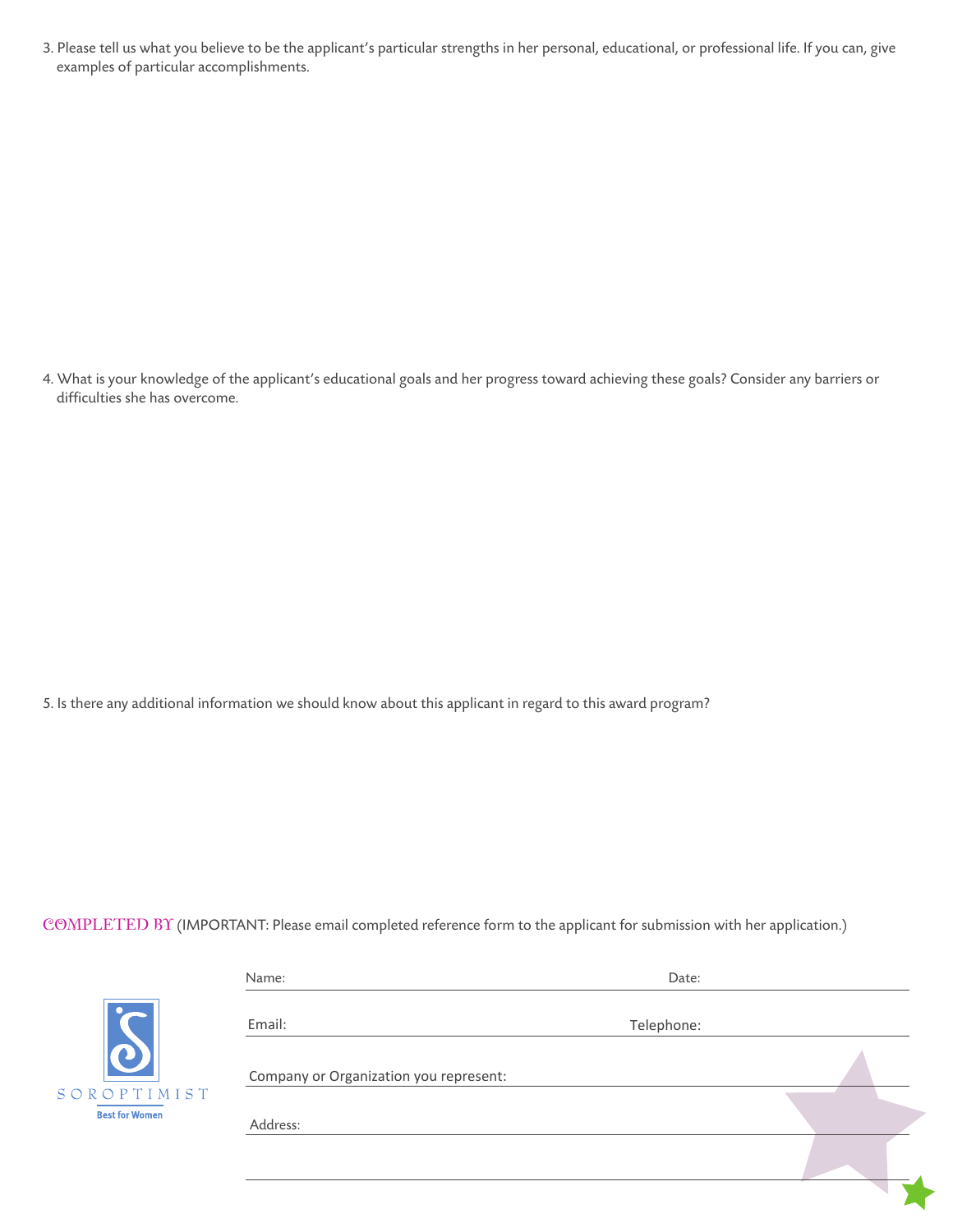3. Please tell us what you believe to be the applicant's particular strengths in her personal, educational, or professional life. If you can, give examples of particular accomplishments.

4. What is your knowledge of the applicant's educational goals and her progress toward achieving these goals? Consider any barriers or difficulties she has overcome.

5. Is there any additional information we should know about this applicant in regard to this award program?

**COMPLETED BY** (IMPORTANT: Please email completed reference form to the applicant for submission with her application.)

SOROPTIMIST
Best for Women

Name: Date:

Email: Telephone:

Company or Organization you represent:

Address: